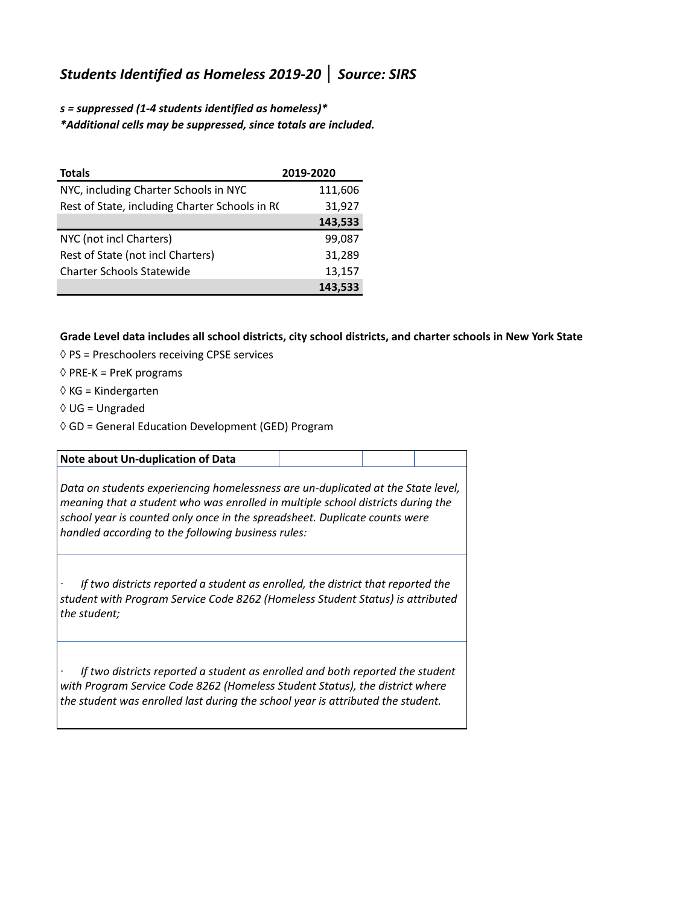## *Students Identified as Homeless 2019-20 │ Source: SIRS*

***s = suppressed (1-4 students identified as homeless)****

****Additional cells may be suppressed, since totals are included.***

| Totals | 2019-2020 |
|---|---|
| NYC, including Charter Schools in NYC | 111,606 |
| Rest of State, including Charter Schools in R( | 31,927 |
| | **143,533** |
| NYC (not incl Charters) | 99,087 |
| Rest of State (not incl Charters) | 31,289 |
| Charter Schools Statewide | 13,157 |
| | **143,533** |

**Grade Level data includes all school districts, city school districts, and charter schools in New York State**

◊ PS = Preschoolers receiving CPSE services

◊ PRE-K = PreK programs

◊ KG = Kindergarten

◊ UG = Ungraded

◊ GD = General Education Development (GED) Program

**Note about Un-duplication of Data**

*Data on students experiencing homelessness are un-duplicated at the State level, meaning that a student who was enrolled in multiple school districts during the school year is counted only once in the spreadsheet. Duplicate counts were handled according to the following business rules:*

- *If two districts reported a student as enrolled, the district that reported the student with Program Service Code 8262 (Homeless Student Status) is attributed the student;*

- *If two districts reported a student as enrolled and both reported the student with Program Service Code 8262 (Homeless Student Status), the district where the student was enrolled last during the school year is attributed the student.*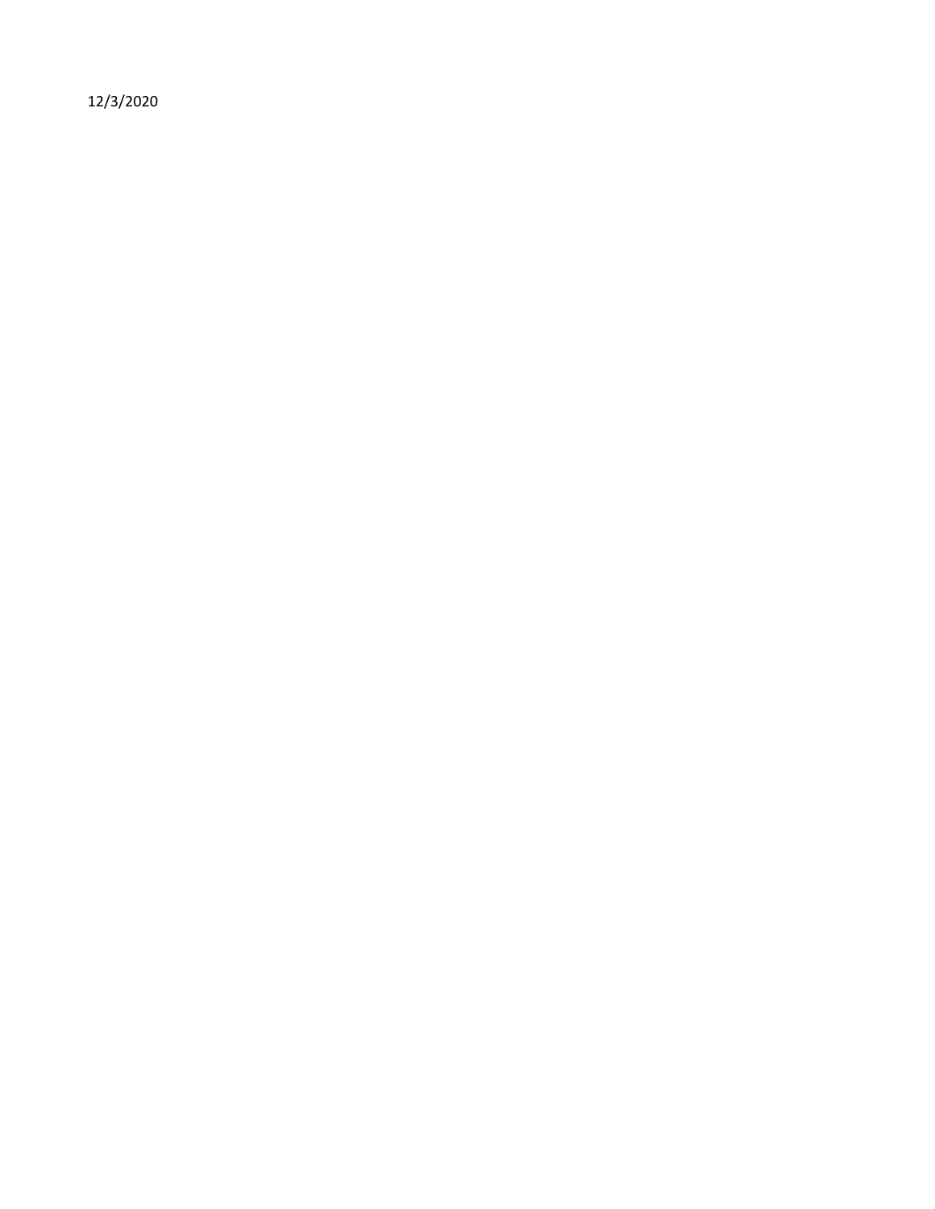12/3/2020